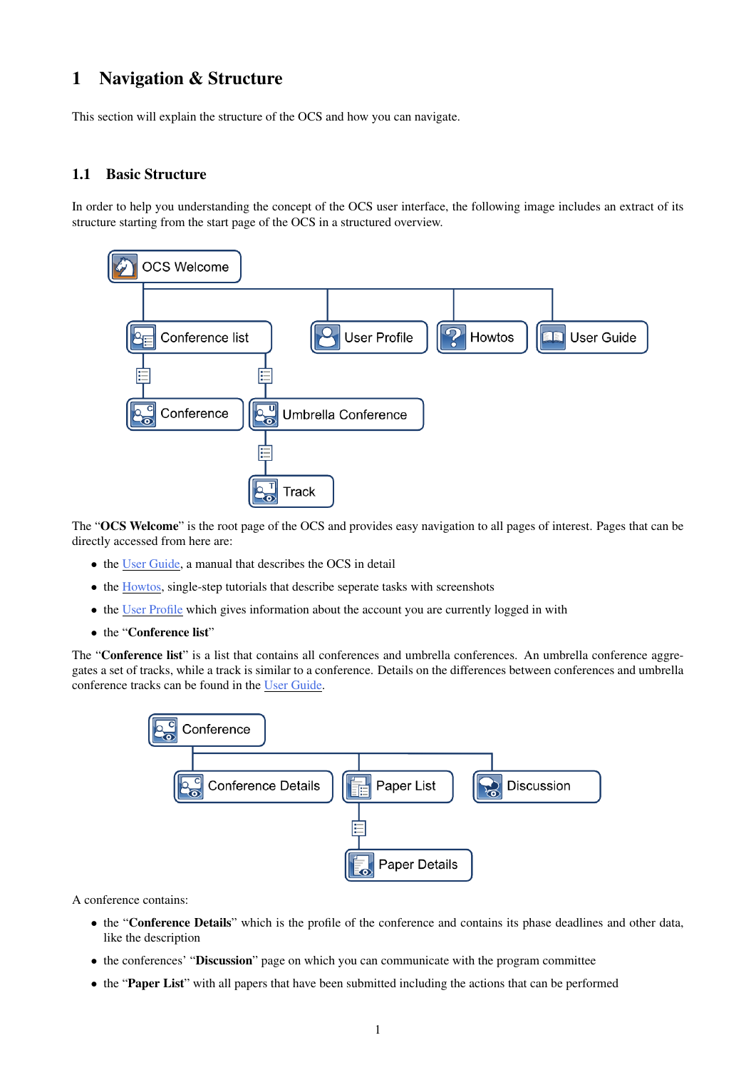# 1 Navigation & Structure

This section will explain the structure of the OCS and how you can navigate.

## 1.1 Basic Structure

In order to help you understanding the concept of the OCS user interface, the following image includes an extract of its structure starting from the start page of the OCS in a structured overview.

The "**OCS Welcome**" is the root page of the OCS and provides easy navigation to all pages of interest. Pages that can be directly accessed from here are:

- the User Guide, a manual that describes the OCS in detail
- the Howtos, single-step tutorials that describe seperate tasks with screenshots
- the User Profile which gives information about the account you are currently logged in with
- the "**Conference list**"

The "**Conference list**" is a list that contains all conferences and umbrella conferences. An umbrella conference aggregates a set of tracks, while a track is similar to a conference. Details on the differences between conferences and umbrella conference tracks can be found in the User Guide.

A conference contains:

- the "**Conference Details**" which is the profile of the conference and contains its phase deadlines and other data, like the description
- the conferences' "**Discussion**" page on which you can communicate with the program committee
- the "**Paper List**" with all papers that have been submitted including the actions that can be performed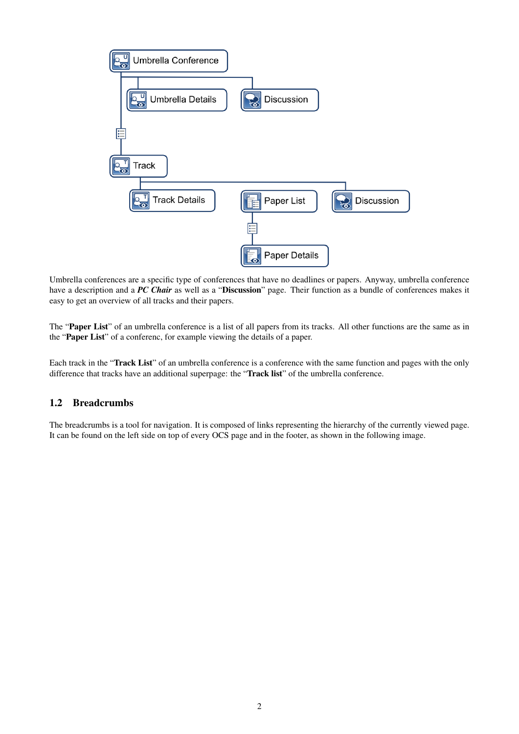Umbrella conferences are a specific type of conferences that have no deadlines or papers. Anyway, umbrella conference have a description and a ***PC Chair*** as well as a "**Discussion**" page. Their function as a bundle of conferences makes it easy to get an overview of all tracks and their papers.

The "**Paper List**" of an umbrella conference is a list of all papers from its tracks. All other functions are the same as in the "**Paper List**" of a conferenc, for example viewing the details of a paper.

Each track in the "**Track List**" of an umbrella conference is a conference with the same function and pages with the only difference that tracks have an additional superpage: the "**Track list**" of the umbrella conference.

## 1.2 Breadcrumbs

The breadcrumbs is a tool for navigation. It is composed of links representing the hierarchy of the currently viewed page. It can be found on the left side on top of every OCS page and in the footer, as shown in the following image.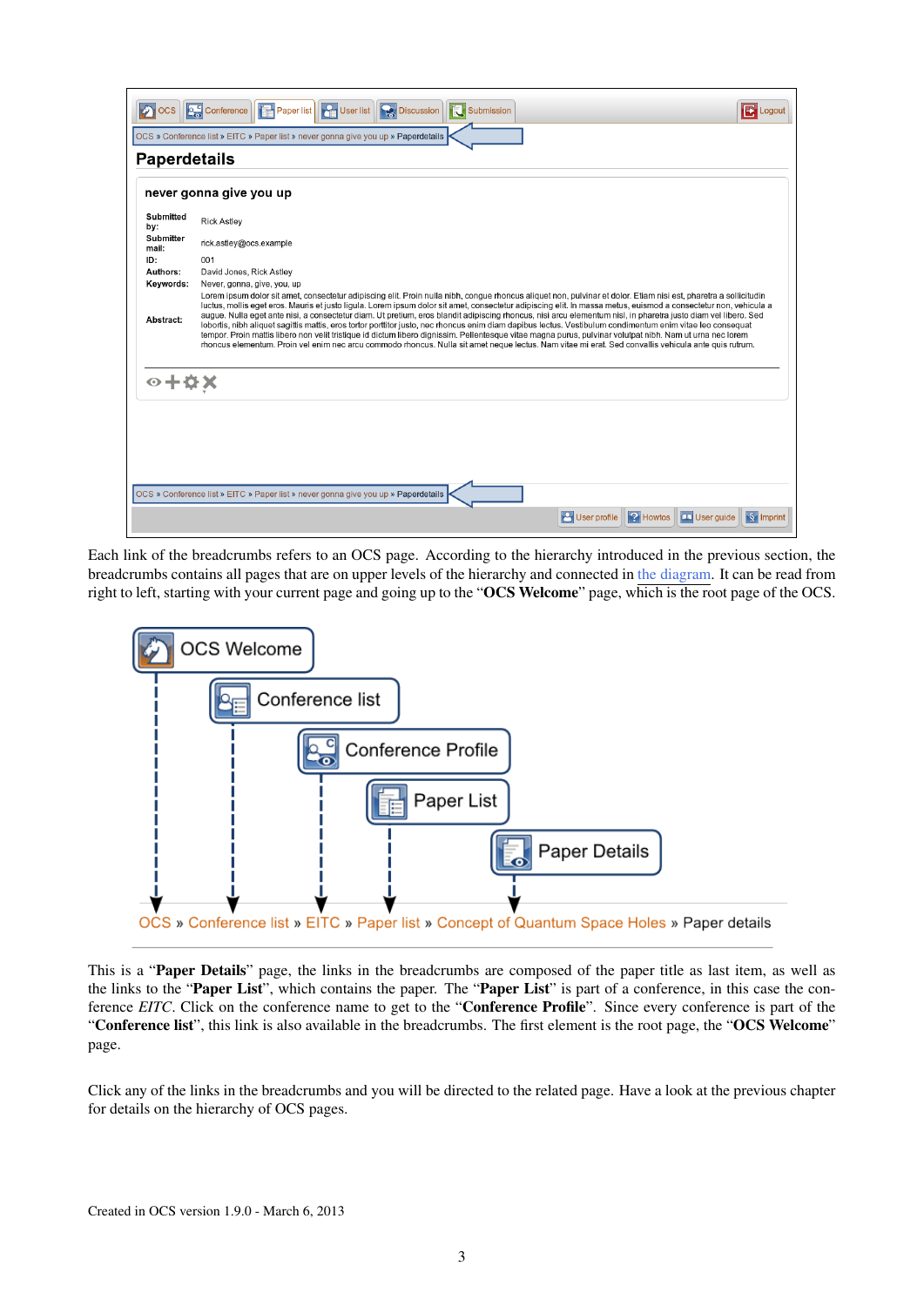Each link of the breadcrumbs refers to an OCS page. According to the hierarchy introduced in the previous section, the breadcrumbs contains all pages that are on upper levels of the hierarchy and connected in the diagram. It can be read from right to left, starting with your current page and going up to the "**OCS Welcome**" page, which is the root page of the OCS.

This is a "**Paper Details**" page, the links in the breadcrumbs are composed of the paper title as last item, as well as the links to the "**Paper List**", which contains the paper. The "**Paper List**" is part of a conference, in this case the conference *EITC*. Click on the conference name to get to the "**Conference Profile**". Since every conference is part of the "**Conference list**", this link is also available in the breadcrumbs. The first element is the root page, the "**OCS Welcome**" page.

Click any of the links in the breadcrumbs and you will be directed to the related page. Have a look at the previous chapter for details on the hierarchy of OCS pages.

Created in OCS version 1.9.0 - March 6, 2013